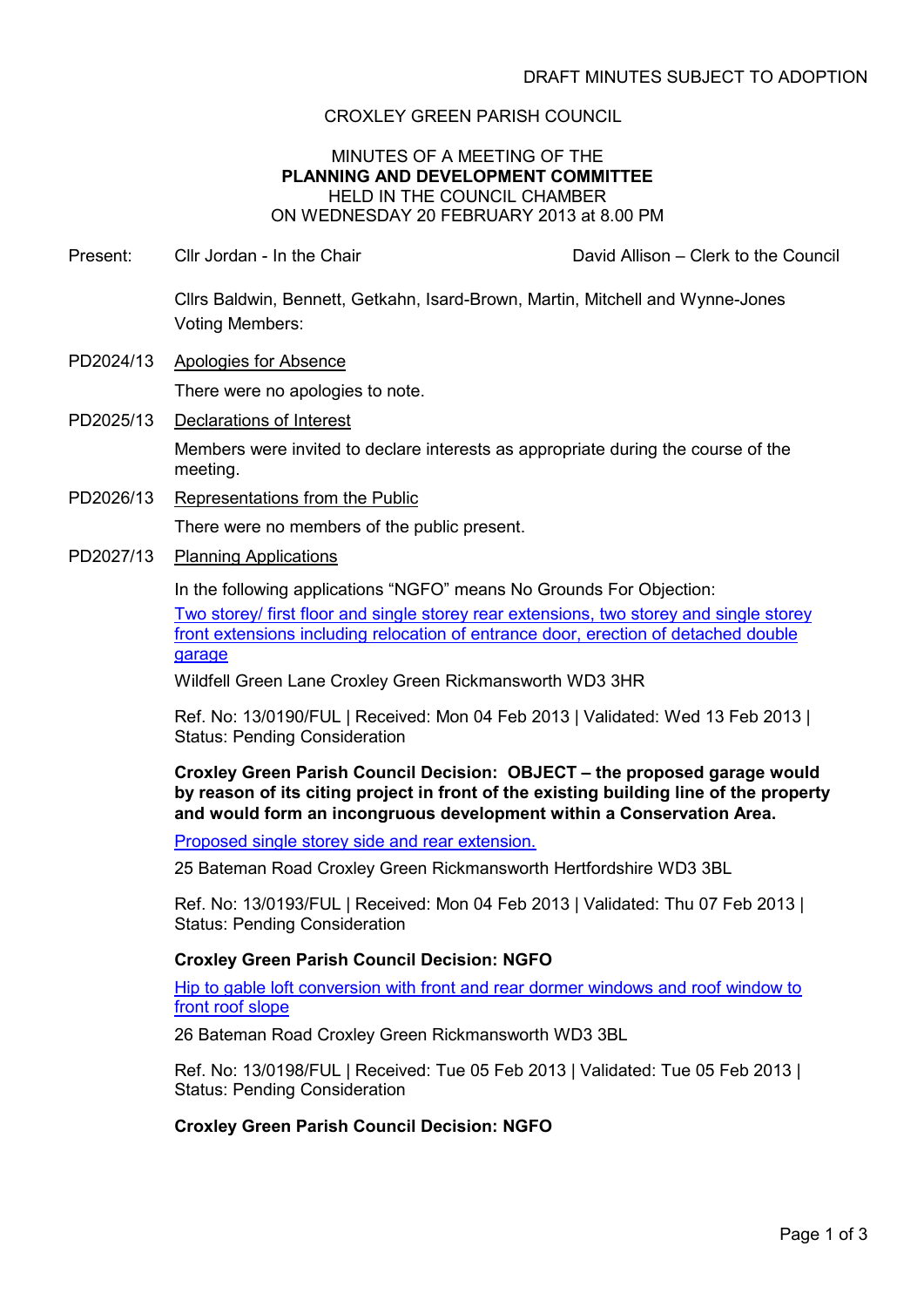DRAFT MINUTES SUBJECT TO ADOPTION

CROXLEY GREEN PARISH COUNCIL

MINUTES OF A MEETING OF THE
**PLANNING AND DEVELOPMENT COMMITTEE**
HELD IN THE COUNCIL CHAMBER
ON WEDNESDAY 20 FEBRUARY 2013 at 8.00 PM

Present: Cllr Jordan - In the Chair — David Allison – Clerk to the Council

Cllrs Baldwin, Bennett, Getkahn, Isard-Brown, Martin, Mitchell and Wynne-Jones
Voting Members:

PD2024/13 Apologies for Absence

There were no apologies to note.

PD2025/13 Declarations of Interest

Members were invited to declare interests as appropriate during the course of the meeting.

PD2026/13 Representations from the Public

There were no members of the public present.

PD2027/13 Planning Applications

In the following applications "NGFO" means No Grounds For Objection:

Two storey/ first floor and single storey rear extensions, two storey and single storey front extensions including relocation of entrance door, erection of detached double garage

Wildfell Green Lane Croxley Green Rickmansworth WD3 3HR

Ref. No: 13/0190/FUL | Received: Mon 04 Feb 2013 | Validated: Wed 13 Feb 2013 | Status: Pending Consideration

**Croxley Green Parish Council Decision: OBJECT – the proposed garage would by reason of its citing project in front of the existing building line of the property and would form an incongruous development within a Conservation Area.**

Proposed single storey side and rear extension.

25 Bateman Road Croxley Green Rickmansworth Hertfordshire WD3 3BL

Ref. No: 13/0193/FUL | Received: Mon 04 Feb 2013 | Validated: Thu 07 Feb 2013 | Status: Pending Consideration

**Croxley Green Parish Council Decision: NGFO**

Hip to gable loft conversion with front and rear dormer windows and roof window to front roof slope

26 Bateman Road Croxley Green Rickmansworth WD3 3BL

Ref. No: 13/0198/FUL | Received: Tue 05 Feb 2013 | Validated: Tue 05 Feb 2013 | Status: Pending Consideration

**Croxley Green Parish Council Decision: NGFO**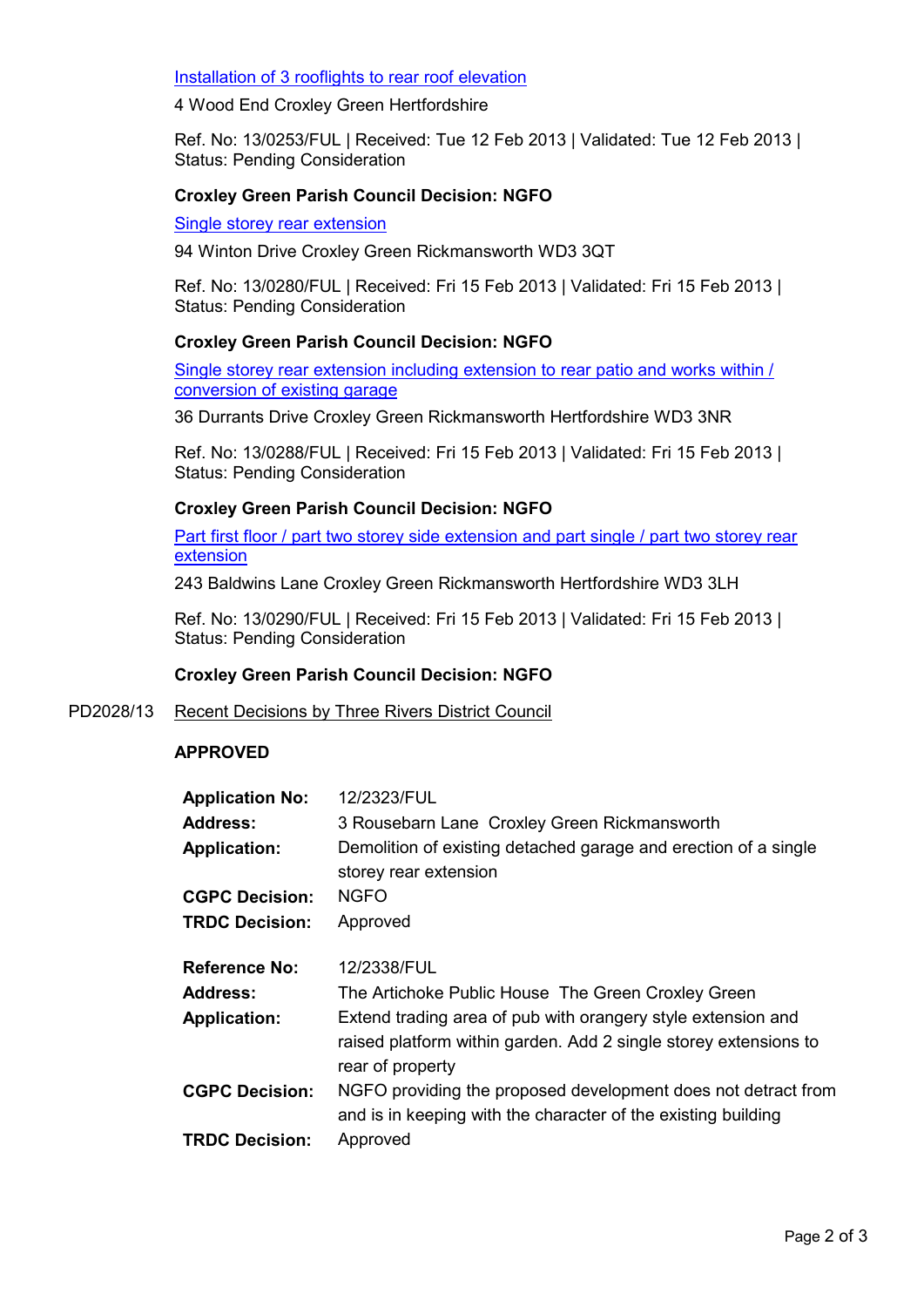[Installation of 3 rooflights to rear roof elevation]

4 Wood End Croxley Green Hertfordshire

Ref. No: 13/0253/FUL | Received: Tue 12 Feb 2013 | Validated: Tue 12 Feb 2013 | Status: Pending Consideration

**Croxley Green Parish Council Decision: NGFO**

[Single storey rear extension]

94 Winton Drive Croxley Green Rickmansworth WD3 3QT

Ref. No: 13/0280/FUL | Received: Fri 15 Feb 2013 | Validated: Fri 15 Feb 2013 | Status: Pending Consideration

**Croxley Green Parish Council Decision: NGFO**

[Single storey rear extension including extension to rear patio and works within / conversion of existing garage]

36 Durrants Drive Croxley Green Rickmansworth Hertfordshire WD3 3NR

Ref. No: 13/0288/FUL | Received: Fri 15 Feb 2013 | Validated: Fri 15 Feb 2013 | Status: Pending Consideration

**Croxley Green Parish Council Decision: NGFO**

[Part first floor / part two storey side extension and part single / part two storey rear extension]

243 Baldwins Lane Croxley Green Rickmansworth Hertfordshire WD3 3LH

Ref. No: 13/0290/FUL | Received: Fri 15 Feb 2013 | Validated: Fri 15 Feb 2013 | Status: Pending Consideration

**Croxley Green Parish Council Decision: NGFO**

PD2028/13 Recent Decisions by Three Rivers District Council

**APPROVED**

| | |
|---|---|
| **Application No:** | 12/2323/FUL |
| **Address:** | 3 Rousebarn Lane Croxley Green Rickmansworth |
| **Application:** | Demolition of existing detached garage and erection of a single storey rear extension |
| **CGPC Decision:** | NGFO |
| **TRDC Decision:** | Approved |

| | |
|---|---|
| **Reference No:** | 12/2338/FUL |
| **Address:** | The Artichoke Public House The Green Croxley Green |
| **Application:** | Extend trading area of pub with orangery style extension and raised platform within garden. Add 2 single storey extensions to rear of property |
| **CGPC Decision:** | NGFO providing the proposed development does not detract from and is in keeping with the character of the existing building |
| **TRDC Decision:** | Approved |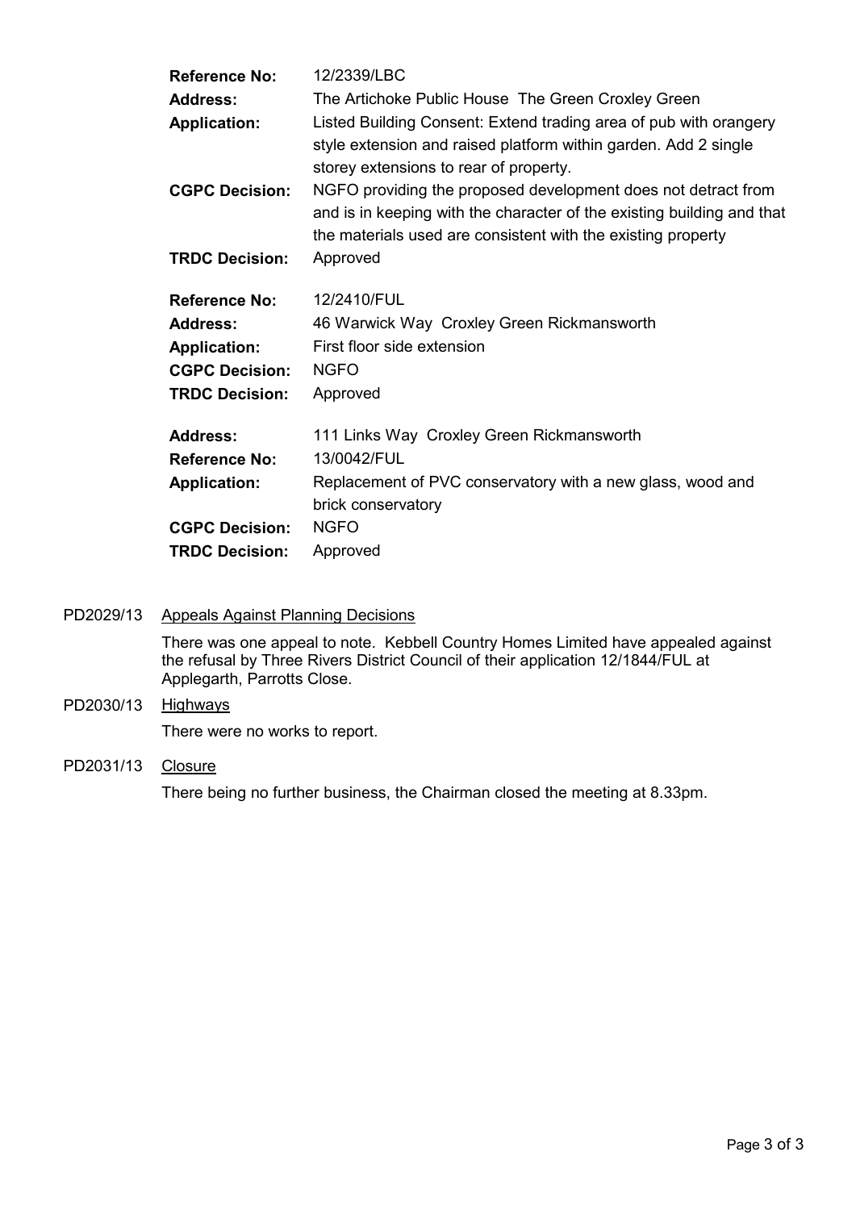| | |
|---|---|
| **Reference No:** | 12/2339/LBC |
| **Address:** | The Artichoke Public House The Green Croxley Green |
| **Application:** | Listed Building Consent: Extend trading area of pub with orangery style extension and raised platform within garden. Add 2 single storey extensions to rear of property. |
| **CGPC Decision:** | NGFO providing the proposed development does not detract from and is in keeping with the character of the existing building and that the materials used are consistent with the existing property |
| **TRDC Decision:** | Approved |

| | |
|---|---|
| **Reference No:** | 12/2410/FUL |
| **Address:** | 46 Warwick Way Croxley Green Rickmansworth |
| **Application:** | First floor side extension |
| **CGPC Decision:** | NGFO |
| **TRDC Decision:** | Approved |

| | |
|---|---|
| **Address:** | 111 Links Way Croxley Green Rickmansworth |
| **Reference No:** | 13/0042/FUL |
| **Application:** | Replacement of PVC conservatory with a new glass, wood and brick conservatory |
| **CGPC Decision:** | NGFO |
| **TRDC Decision:** | Approved |

PD2029/13 Appeals Against Planning Decisions

There was one appeal to note. Kebbell Country Homes Limited have appealed against the refusal by Three Rivers District Council of their application 12/1844/FUL at Applegarth, Parrotts Close.

PD2030/13 Highways

There were no works to report.

PD2031/13 Closure

There being no further business, the Chairman closed the meeting at 8.33pm.